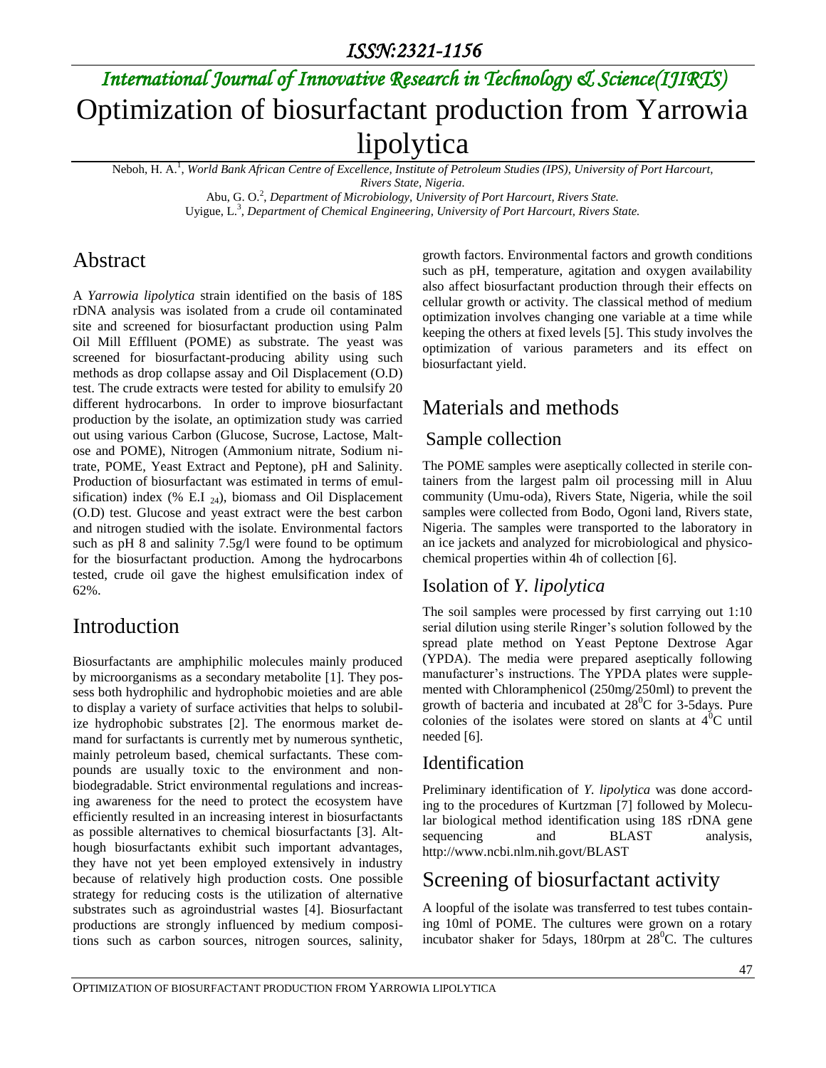# Optimization of biosurfactant production from Yarrowia lipolytica

Neboh, H. A.[1], *World Bank African Centre of Excellence, Institute of Petroleum Studies (IPS), University of Port Harcourt, Rivers State, Nigeria.*

Abu, G. O.[2], *Department of Microbiology, University of Port Harcourt, Rivers State.*

Uyigue, L.[3], *Department of Chemical Engineering, University of Port Harcourt, Rivers State.*

## Abstract

A *Yarrowia lipolytica* strain identified on the basis of 18S rDNA analysis was isolated from a crude oil contaminated site and screened for biosurfactant production using Palm Oil Mill Efflluent (POME) as substrate. The yeast was screened for biosurfactant-producing ability using such methods as drop collapse assay and Oil Displacement (O.D) test. The crude extracts were tested for ability to emulsify 20 different hydrocarbons. In order to improve biosurfactant production by the isolate, an optimization study was carried out using various Carbon (Glucose, Sucrose, Lactose, Maltose and POME), Nitrogen (Ammonium nitrate, Sodium nitrate, POME, Yeast Extract and Peptone), pH and Salinity. Production of biosurfactant was estimated in terms of emulsification) index (% $E.I_{24}$), biomass and Oil Displacement (O.D) test. Glucose and yeast extract were the best carbon and nitrogen studied with the isolate. Environmental factors such as pH 8 and salinity 7.5g/l were found to be optimum for the biosurfactant production. Among the hydrocarbons tested, crude oil gave the highest emulsification index of 62%.

## Introduction

Biosurfactants are amphiphilic molecules mainly produced by microorganisms as a secondary metabolite [1]. They possess both hydrophilic and hydrophobic moieties and are able to display a variety of surface activities that helps to solubilize hydrophobic substrates [2]. The enormous market demand for surfactants is currently met by numerous synthetic, mainly petroleum based, chemical surfactants. These compounds are usually toxic to the environment and non-biodegradable. Strict environmental regulations and increasing awareness for the need to protect the ecosystem have efficiently resulted in an increasing interest in biosurfactants as possible alternatives to chemical biosurfactants [3]. Although biosurfactants exhibit such important advantages, they have not yet been employed extensively in industry because of relatively high production costs. One possible strategy for reducing costs is the utilization of alternative substrates such as agroindustrial wastes [4]. Biosurfactant productions are strongly influenced by medium compositions such as carbon sources, nitrogen sources, salinity, growth factors. Environmental factors and growth conditions such as pH, temperature, agitation and oxygen availability also affect biosurfactant production through their effects on cellular growth or activity. The classical method of medium optimization involves changing one variable at a time while keeping the others at fixed levels [5]. This study involves the optimization of various parameters and its effect on biosurfactant yield.

## Materials and methods

### Sample collection

The POME samples were aseptically collected in sterile containers from the largest palm oil processing mill in Aluu community (Umu-oda), Rivers State, Nigeria, while the soil samples were collected from Bodo, Ogoni land, Rivers state, Nigeria. The samples were transported to the laboratory in an ice jackets and analyzed for microbiological and physicochemical properties within 4h of collection [6].

### Isolation of *Y. lipolytica*

The soil samples were processed by first carrying out 1:10 serial dilution using sterile Ringer's solution followed by the spread plate method on Yeast Peptone Dextrose Agar (YPDA). The media were prepared aseptically following manufacturer's instructions. The YPDA plates were supplemented with Chloramphenicol (250mg/250ml) to prevent the growth of bacteria and incubated at $28^0$C for 3-5days. Pure colonies of the isolates were stored on slants at $4^0$C until needed [6].

### Identification

Preliminary identification of *Y. lipolytica* was done according to the procedures of Kurtzman [7] followed by Molecular biological method identification using 18S rDNA gene sequencing and BLAST analysis, http://www.ncbi.nlm.nih.govt/BLAST

## Screening of biosurfactant activity

A loopful of the isolate was transferred to test tubes containing 10ml of POME. The cultures were grown on a rotary incubator shaker for 5days, 180rpm at $28^0$C. The cultures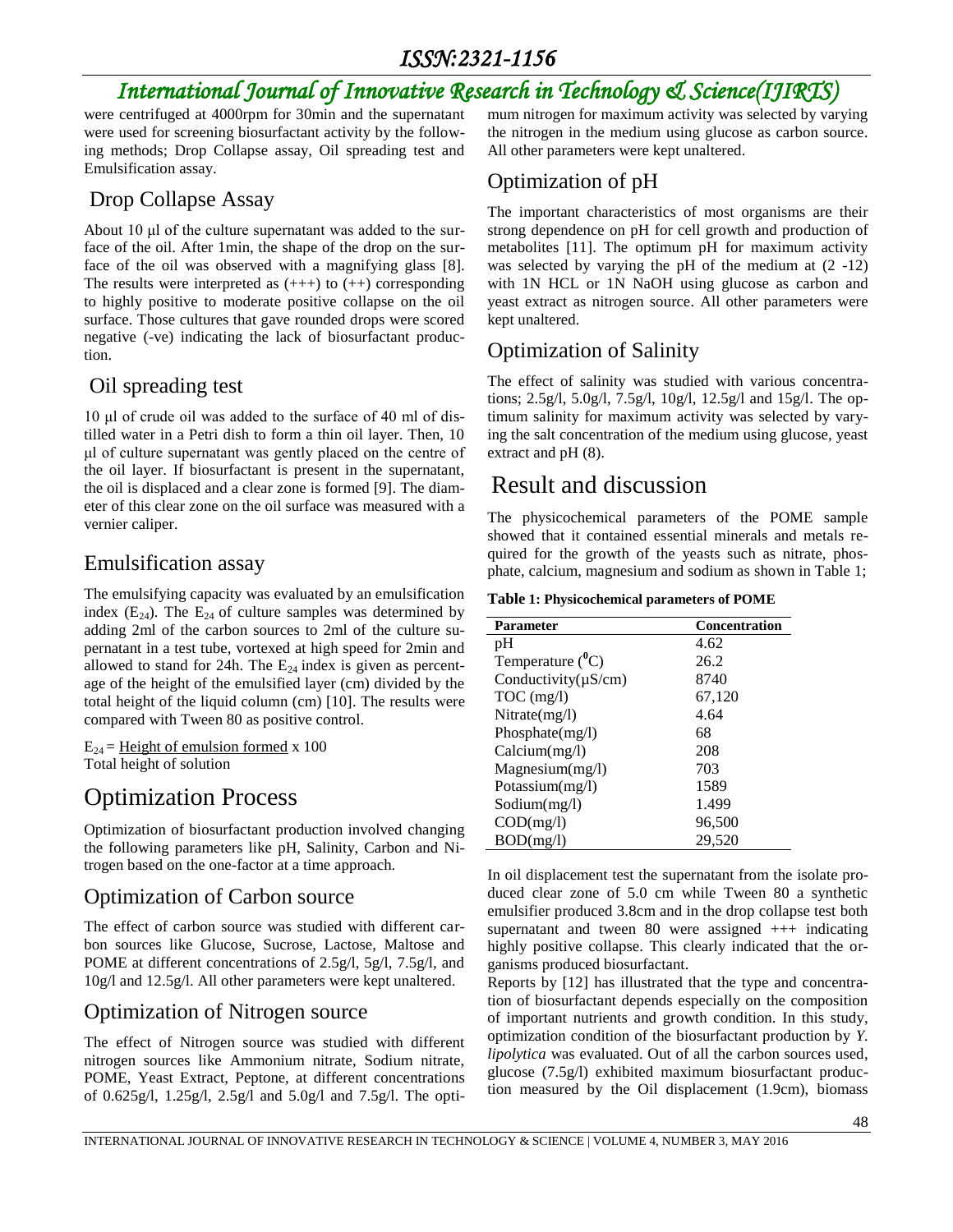were centrifuged at 4000rpm for 30min and the supernatant were used for screening biosurfactant activity by the following methods; Drop Collapse assay, Oil spreading test and Emulsification assay.

## Drop Collapse Assay

About 10 μl of the culture supernatant was added to the surface of the oil. After 1min, the shape of the drop on the surface of the oil was observed with a magnifying glass [8]. The results were interpreted as (+++) to (++) corresponding to highly positive to moderate positive collapse on the oil surface. Those cultures that gave rounded drops were scored negative (-ve) indicating the lack of biosurfactant production.

## Oil spreading test

10 μl of crude oil was added to the surface of 40 ml of distilled water in a Petri dish to form a thin oil layer. Then, 10 μl of culture supernatant was gently placed on the centre of the oil layer. If biosurfactant is present in the supernatant, the oil is displaced and a clear zone is formed [9]. The diameter of this clear zone on the oil surface was measured with a vernier caliper.

## Emulsification assay

The emulsifying capacity was evaluated by an emulsification index ($E_{24}$). The $E_{24}$ of culture samples was determined by adding 2ml of the carbon sources to 2ml of the culture supernatant in a test tube, vortexed at high speed for 2min and allowed to stand for 24h. The $E_{24}$ index is given as percentage of the height of the emulsified layer (cm) divided by the total height of the liquid column (cm) [10]. The results were compared with Tween 80 as positive control.

$$E_{24} = \frac{\text{Height of emulsion formed}}{\text{Total height of solution}} \times 100$$

# Optimization Process

Optimization of biosurfactant production involved changing the following parameters like pH, Salinity, Carbon and Nitrogen based on the one-factor at a time approach.

## Optimization of Carbon source

The effect of carbon source was studied with different carbon sources like Glucose, Sucrose, Lactose, Maltose and POME at different concentrations of 2.5g/l, 5g/l, 7.5g/l, and 10g/l and 12.5g/l. All other parameters were kept unaltered.

## Optimization of Nitrogen source

The effect of Nitrogen source was studied with different nitrogen sources like Ammonium nitrate, Sodium nitrate, POME, Yeast Extract, Peptone, at different concentrations of 0.625g/l, 1.25g/l, 2.5g/l and 5.0g/l and 7.5g/l. The optimum nitrogen for maximum activity was selected by varying the nitrogen in the medium using glucose as carbon source. All other parameters were kept unaltered.

## Optimization of pH

The important characteristics of most organisms are their strong dependence on pH for cell growth and production of metabolites [11]. The optimum pH for maximum activity was selected by varying the pH of the medium at (2 -12) with 1N HCL or 1N NaOH using glucose as carbon and yeast extract as nitrogen source. All other parameters were kept unaltered.

## Optimization of Salinity

The effect of salinity was studied with various concentrations; 2.5g/l, 5.0g/l, 7.5g/l, 10g/l, 12.5g/l and 15g/l. The optimum salinity for maximum activity was selected by varying the salt concentration of the medium using glucose, yeast extract and pH (8).

# Result and discussion

The physicochemical parameters of the POME sample showed that it contained essential minerals and metals required for the growth of the yeasts such as nitrate, phosphate, calcium, magnesium and sodium as shown in Table 1;

**Table 1: Physicochemical parameters of POME**

| Parameter | Concentration |
|---|---|
| pH | 4.62 |
| Temperature ($^0$C) | 26.2 |
| Conductivity(μS/cm) | 8740 |
| TOC (mg/l) | 67,120 |
| Nitrate(mg/l) | 4.64 |
| Phosphate(mg/l) | 68 |
| Calcium(mg/l) | 208 |
| Magnesium(mg/l) | 703 |
| Potassium(mg/l) | 1589 |
| Sodium(mg/l) | 1.499 |
| COD(mg/l) | 96,500 |
| BOD(mg/l) | 29,520 |

In oil displacement test the supernatant from the isolate produced clear zone of 5.0 cm while Tween 80 a synthetic emulsifier produced 3.8cm and in the drop collapse test both supernatant and tween 80 were assigned +++ indicating highly positive collapse. This clearly indicated that the organisms produced biosurfactant.

Reports by [12] has illustrated that the type and concentration of biosurfactant depends especially on the composition of important nutrients and growth condition. In this study, optimization condition of the biosurfactant production by *Y. lipolytica* was evaluated. Out of all the carbon sources used, glucose (7.5g/l) exhibited maximum biosurfactant production measured by the Oil displacement (1.9cm), biomass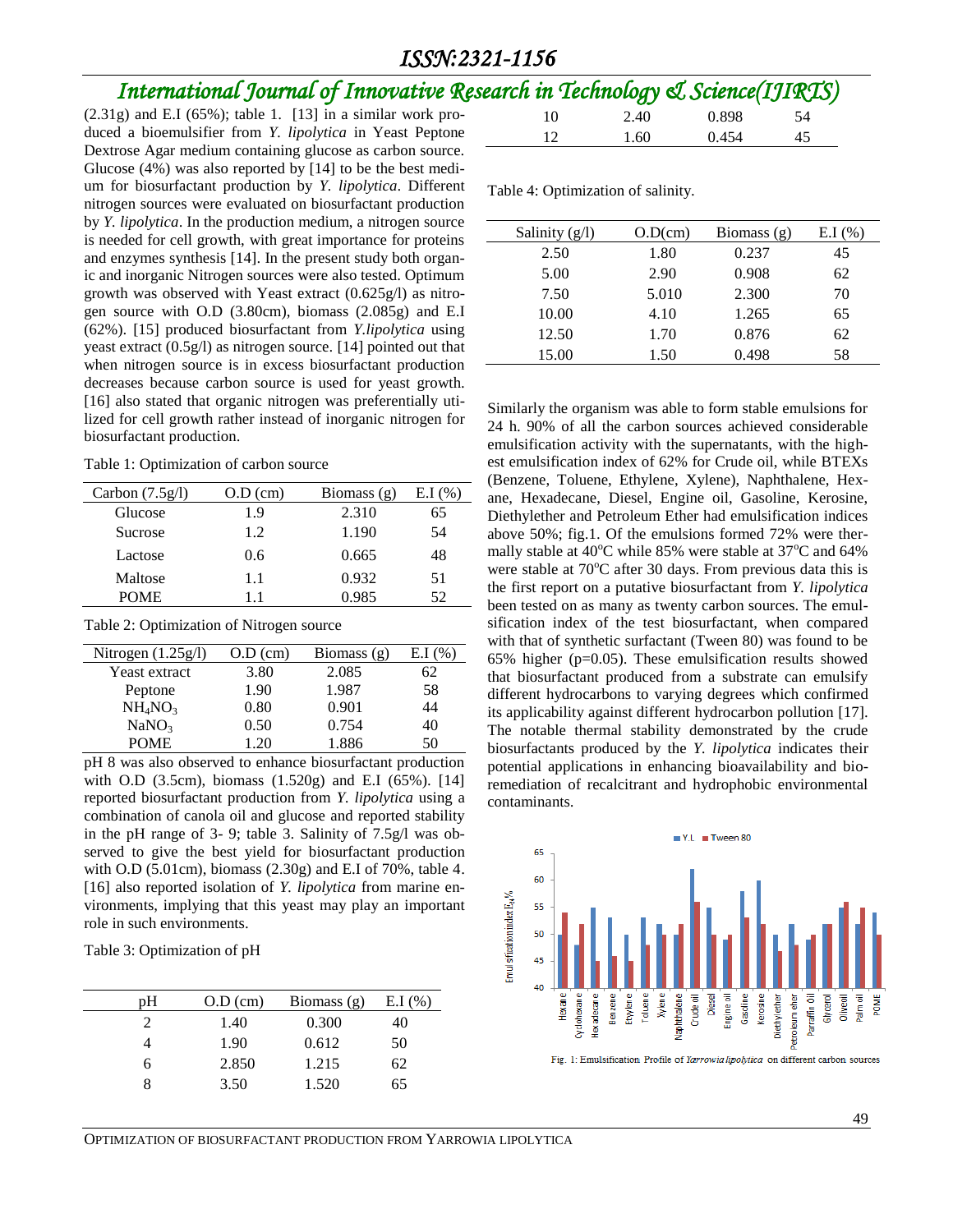(2.31g) and E.I (65%); table 1. [13] in a similar work produced a bioemulsifier from *Y. lipolytica* in Yeast Peptone Dextrose Agar medium containing glucose as carbon source. Glucose (4%) was also reported by [14] to be the best medium for biosurfactant production by *Y. lipolytica*. Different nitrogen sources were evaluated on biosurfactant production by *Y. lipolytica*. In the production medium, a nitrogen source is needed for cell growth, with great importance for proteins and enzymes synthesis [14]. In the present study both organic and inorganic Nitrogen sources were also tested. Optimum growth was observed with Yeast extract (0.625g/l) as nitrogen source with O.D (3.80cm), biomass (2.085g) and E.I (62%). [15] produced biosurfactant from *Y.lipolytica* using yeast extract (0.5g/l) as nitrogen source. [14] pointed out that when nitrogen source is in excess biosurfactant production decreases because carbon source is used for yeast growth. [16] also stated that organic nitrogen was preferentially utilized for cell growth rather instead of inorganic nitrogen for biosurfactant production.

Table 1: Optimization of carbon source

| Carbon (7.5g/l) | O.D (cm) | Biomass (g) | E.I (%) |
|---|---|---|---|
| Glucose | 1.9 | 2.310 | 65 |
| Sucrose | 1.2 | 1.190 | 54 |
| Lactose | 0.6 | 0.665 | 48 |
| Maltose | 1.1 | 0.932 | 51 |
| POME | 1.1 | 0.985 | 52 |

Table 2: Optimization of Nitrogen source

| Nitrogen (1.25g/l) | O.D (cm) | Biomass (g) | E.I (%) |
|---|---|---|---|
| Yeast extract | 3.80 | 2.085 | 62 |
| Peptone | 1.90 | 1.987 | 58 |
| $NH_4NO_3$ | 0.80 | 0.901 | 44 |
| $NaNO_3$ | 0.50 | 0.754 | 40 |
| POME | 1.20 | 1.886 | 50 |

pH 8 was also observed to enhance biosurfactant production with O.D (3.5cm), biomass (1.520g) and E.I (65%). [14] reported biosurfactant production from *Y. lipolytica* using a combination of canola oil and glucose and reported stability in the pH range of 3- 9; table 3. Salinity of 7.5g/l was observed to give the best yield for biosurfactant production with O.D (5.01cm), biomass (2.30g) and E.I of 70%, table 4. [16] also reported isolation of *Y. lipolytica* from marine environments, implying that this yeast may play an important role in such environments.

Table 3: Optimization of pH

| pH | O.D (cm) | Biomass (g) | E.I (%) |
|---|---|---|---|
| 2 | 1.40 | 0.300 | 40 |
| 4 | 1.90 | 0.612 | 50 |
| 6 | 2.850 | 1.215 | 62 |
| 8 | 3.50 | 1.520 | 65 |
| 10 | 2.40 | 0.898 | 54 |
| 12 | 1.60 | 0.454 | 45 |

Table 4: Optimization of salinity.

| Salinity (g/l) | O.D(cm) | Biomass (g) | E.I (%) |
|---|---|---|---|
| 2.50 | 1.80 | 0.237 | 45 |
| 5.00 | 2.90 | 0.908 | 62 |
| 7.50 | 5.010 | 2.300 | 70 |
| 10.00 | 4.10 | 1.265 | 65 |
| 12.50 | 1.70 | 0.876 | 62 |
| 15.00 | 1.50 | 0.498 | 58 |

Similarly the organism was able to form stable emulsions for 24 h. 90% of all the carbon sources achieved considerable emulsification activity with the supernatants, with the highest emulsification index of 62% for Crude oil, while BTEXs (Benzene, Toluene, Ethylene, Xylene), Naphthalene, Hexane, Hexadecane, Diesel, Engine oil, Gasoline, Kerosine, Diethylether and Petroleum Ether had emulsification indices above 50%; fig.1. Of the emulsions formed 72% were thermally stable at 40°C while 85% were stable at 37°C and 64% were stable at 70°C after 30 days. From previous data this is the first report on a putative biosurfactant from *Y. lipolytica* been tested on as many as twenty carbon sources. The emulsification index of the test biosurfactant, when compared with that of synthetic surfactant (Tween 80) was found to be 65% higher (p=0.05). These emulsification results showed that biosurfactant produced from a substrate can emulsify different hydrocarbons to varying degrees which confirmed its applicability against different hydrocarbon pollution [17]. The notable thermal stability demonstrated by the crude biosurfactants produced by the *Y. lipolytica* indicates their potential applications in enhancing bioavailability and bioremediation of recalcitrant and hydrophobic environmental contaminants.

Fig. 1: Emulsification Profile of *Yarrowia lipolytica* on different carbon sources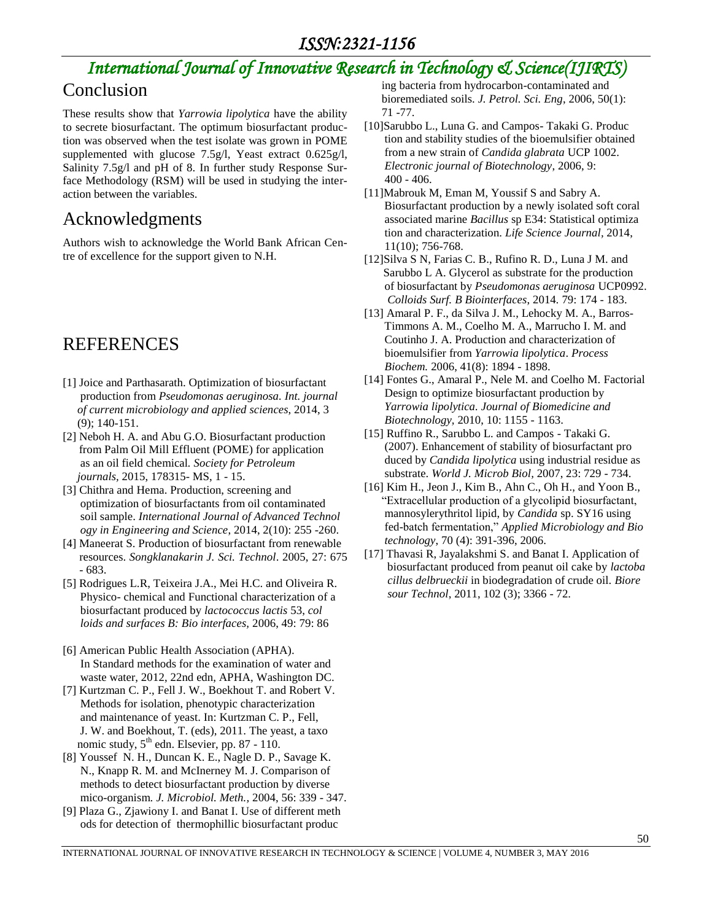## Conclusion

These results show that *Yarrowia lipolytica* have the ability to secrete biosurfactant. The optimum biosurfactant production was observed when the test isolate was grown in POME supplemented with glucose 7.5g/l, Yeast extract 0.625g/l, Salinity 7.5g/l and pH of 8. In further study Response Surface Methodology (RSM) will be used in studying the interaction between the variables.

## Acknowledgments

Authors wish to acknowledge the World Bank African Centre of excellence for the support given to N.H.

## REFERENCES

[1] Joice and Parthasarath. Optimization of biosurfactant production from *Pseudomonas aeruginosa*. *Int. journal of current microbiology and applied sciences*, 2014, 3 (9); 140-151.

[2] Neboh H. A. and Abu G.O. Biosurfactant production from Palm Oil Mill Effluent (POME) for application as an oil field chemical. *Society for Petroleum journals*, 2015, 178315- MS, 1 - 15.

[3] Chithra and Hema. Production, screening and optimization of biosurfactants from oil contaminated soil sample. *International Journal of Advanced Technology in Engineering and Science*, 2014, 2(10): 255 -260.

[4] Maneerat S. Production of biosurfactant from renewable resources. *Songklanakarin J. Sci. Technol*. 2005, 27: 675 - 683.

[5] Rodrigues L.R, Teixeira J.A., Mei H.C. and Oliveira R. Physico- chemical and Functional characterization of a biosurfactant produced by *lactococcus lactis* 53, *colloids and surfaces B: Bio interfaces*, 2006, 49: 79: 86

[6] American Public Health Association (APHA). In Standard methods for the examination of water and waste water, 2012, 22nd edn, APHA, Washington DC.

[7] Kurtzman C. P., Fell J. W., Boekhout T. and Robert V. Methods for isolation, phenotypic characterization and maintenance of yeast. In: Kurtzman C. P., Fell, J. W. and Boekhout, T. (eds), 2011. The yeast, a taxonomic study, 5th edn. Elsevier, pp. 87 - 110.

[8] Youssef N. H., Duncan K. E., Nagle D. P., Savage K. N., Knapp R. M. and McInerney M. J. Comparison of methods to detect biosurfactant production by diverse mico-organism. *J. Microbiol. Meth.*, 2004, 56: 339 - 347.

[9] Plaza G., Zjawiony I. and Banat I. Use of different methods for detection of thermophillic biosurfactant producing bacteria from hydrocarbon-contaminated and bioremediated soils. *J. Petrol. Sci. Eng*, 2006, 50(1): 71 -77.

[10]Sarubbo L., Luna G. and Campos- Takaki G. Production and stability studies of the bioemulsifier obtained from a new strain of *Candida glabrata* UCP 1002. *Electronic journal of Biotechnology*, 2006, 9: 400 - 406.

[11]Mabrouk M, Eman M, Youssif S and Sabry A. Biosurfactant production by a newly isolated soft coral associated marine *Bacillus* sp E34: Statistical optimization and characterization. *Life Science Journal*, 2014, 11(10); 756-768.

[12]Silva S N, Farias C. B., Rufino R. D., Luna J M. and Sarubbo L A. Glycerol as substrate for the production of biosurfactant by *Pseudomonas aeruginosa* UCP0992. *Colloids Surf. B Biointerfaces*, 2014. 79: 174 - 183.

[13] Amaral P. F., da Silva J. M., Lehocky M. A., Barros-Timmons A. M., Coelho M. A., Marrucho I. M. and Coutinho J. A. Production and characterization of bioemulsifier from *Yarrowia lipolytica*. *Process Biochem.* 2006, 41(8): 1894 - 1898.

[14] Fontes G., Amaral P., Nele M. and Coelho M. Factorial Design to optimize biosurfactant production by *Yarrowia lipolytica*. *Journal of Biomedicine and Biotechnology*, 2010, 10: 1155 - 1163.

[15] Ruffino R., Sarubbo L. and Campos - Takaki G. (2007). Enhancement of stability of biosurfactant produced by *Candida lipolytica* using industrial residue as substrate. *World J. Microb Biol*, 2007, 23: 729 - 734.

[16] Kim H., Jeon J., Kim B., Ahn C., Oh H., and Yoon B., "Extracellular production of a glycolipid biosurfactant, mannosylerythritol lipid, by *Candida* sp. SY16 using fed-batch fermentation," *Applied Microbiology and Biotechnology*, 70 (4): 391-396, 2006.

[17] Thavasi R, Jayalakshmi S. and Banat I. Application of biosurfactant produced from peanut oil cake by *lactobacillus delbrueckii* in biodegradation of crude oil. *Bioresour Technol*, 2011, 102 (3); 3366 - 72.